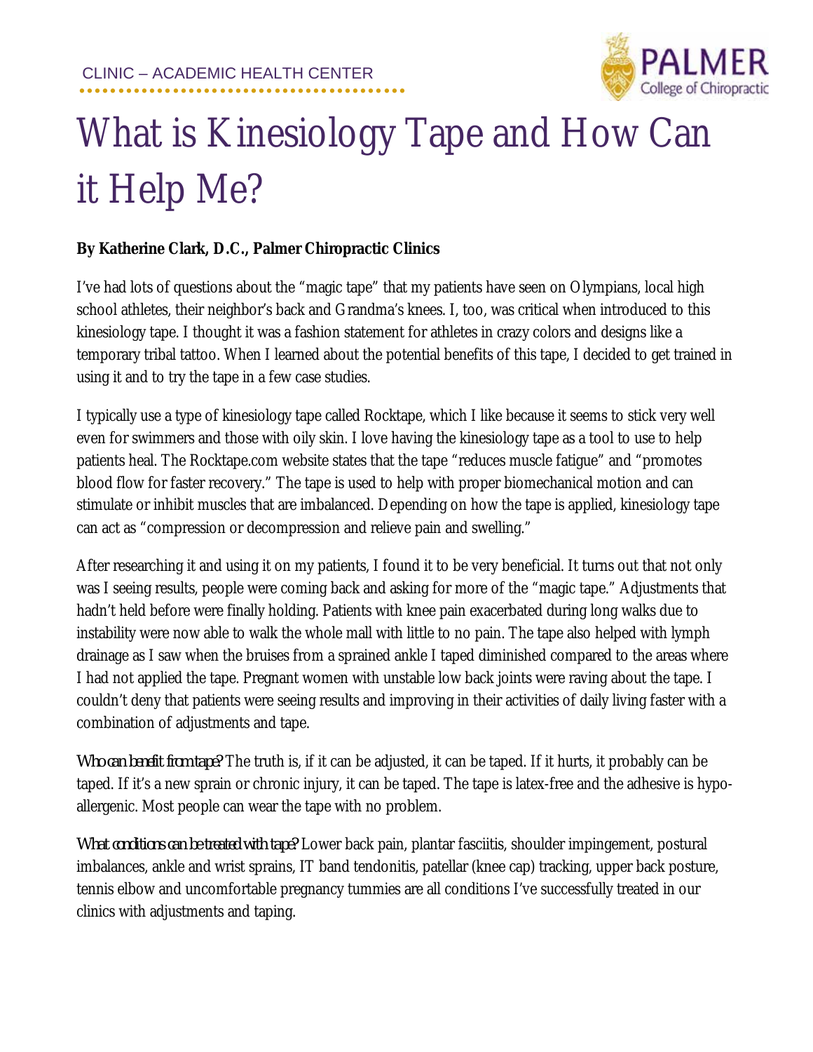CLINIC – ACADEMIC HEALTH CENTER

PALMER College of Chiropractic

# What is Kinesiology Tape and How Can it Help Me?

**By Katherine Clark, D.C., Palmer Chiropractic Clinics**

I've had lots of questions about the "magic tape" that my patients have seen on Olympians, local high school athletes, their neighbor's back and Grandma's knees. I, too, was critical when introduced to this kinesiology tape. I thought it was a fashion statement for athletes in crazy colors and designs like a temporary tribal tattoo. When I learned about the potential benefits of this tape, I decided to get trained in using it and to try the tape in a few case studies.

I typically use a type of kinesiology tape called Rocktape, which I like because it seems to stick very well even for swimmers and those with oily skin. I love having the kinesiology tape as a tool to use to help patients heal. The Rocktape.com website states that the tape "reduces muscle fatigue" and "promotes blood flow for faster recovery." The tape is used to help with proper biomechanical motion and can stimulate or inhibit muscles that are imbalanced. Depending on how the tape is applied, kinesiology tape can act as "compression or decompression and relieve pain and swelling."

After researching it and using it on my patients, I found it to be very beneficial. It turns out that not only was I seeing results, people were coming back and asking for more of the "magic tape." Adjustments that hadn't held before were finally holding. Patients with knee pain exacerbated during long walks due to instability were now able to walk the whole mall with little to no pain. The tape also helped with lymph drainage as I saw when the bruises from a sprained ankle I taped diminished compared to the areas where I had not applied the tape. Pregnant women with unstable low back joints were raving about the tape. I couldn't deny that patients were seeing results and improving in their activities of daily living faster with a combination of adjustments and tape.

*Who can benefit from tape?* The truth is, if it can be adjusted, it can be taped. If it hurts, it probably can be taped. If it's a new sprain or chronic injury, it can be taped. The tape is latex-free and the adhesive is hypo-allergenic. Most people can wear the tape with no problem.

*What conditions can be treated with tape?* Lower back pain, plantar fasciitis, shoulder impingement, postural imbalances, ankle and wrist sprains, IT band tendonitis, patellar (knee cap) tracking, upper back posture, tennis elbow and uncomfortable pregnancy tummies are all conditions I've successfully treated in our clinics with adjustments and taping.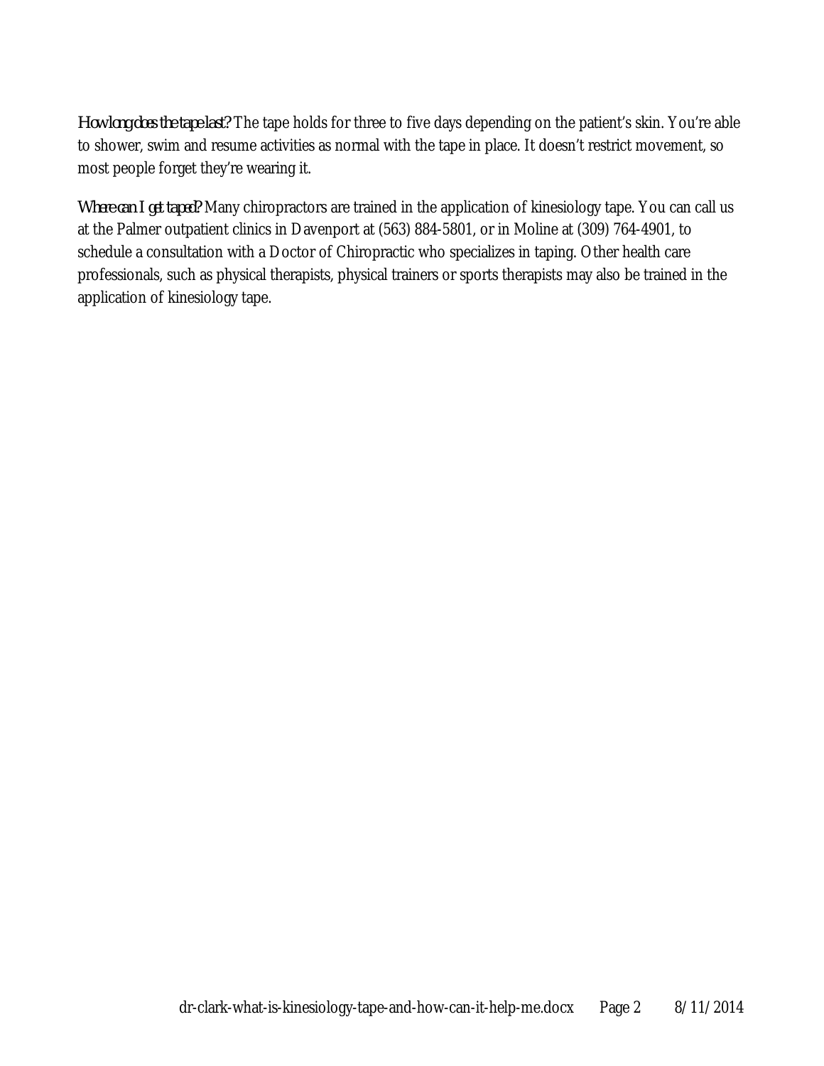*How long does the tape last?* The tape holds for three to five days depending on the patient's skin. You're able to shower, swim and resume activities as normal with the tape in place. It doesn't restrict movement, so most people forget they're wearing it.

*Where can I get taped?* Many chiropractors are trained in the application of kinesiology tape. You can call us at the Palmer outpatient clinics in Davenport at (563) 884-5801, or in Moline at (309) 764-4901, to schedule a consultation with a Doctor of Chiropractic who specializes in taping. Other health care professionals, such as physical therapists, physical trainers or sports therapists may also be trained in the application of kinesiology tape.